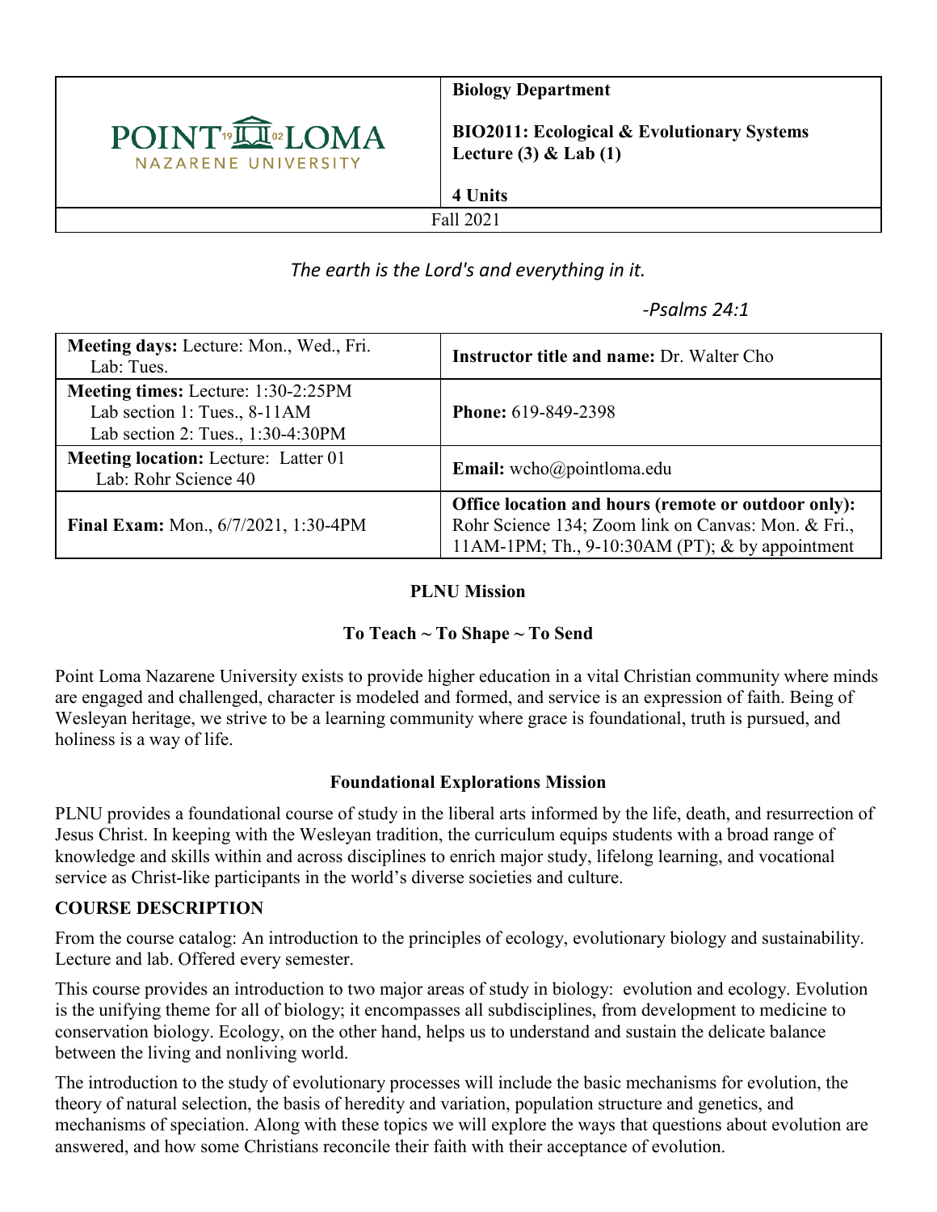| POINT LOMA NAZARENE UNIVERSITY | **Biology Department**<br><br>**BIO2011: Ecological & Evolutionary Systems Lecture (3) & Lab (1)**<br><br>**4 Units** |
| --- | --- |
| Fall 2021 | |

*The earth is the Lord's and everything in it.*

*-Psalms 24:1*

| **Meeting days:** Lecture: Mon., Wed., Fri.<br>Lab: Tues. | **Instructor title and name:** Dr. Walter Cho |
| --- | --- |
| **Meeting times:** Lecture: 1:30-2:25PM<br>Lab section 1: Tues., 8-11AM<br>Lab section 2: Tues., 1:30-4:30PM | **Phone:** 619-849-2398 |
| **Meeting location:** Lecture: Latter 01<br>Lab: Rohr Science 40 | **Email:** wcho@pointloma.edu |
| **Final Exam:** Mon., 6/7/2021, 1:30-4PM | **Office location and hours (remote or outdoor only):** Rohr Science 134; Zoom link on Canvas: Mon. & Fri., 11AM-1PM; Th., 9-10:30AM (PT); & by appointment |

**PLNU Mission**

**To Teach ~ To Shape ~ To Send**

Point Loma Nazarene University exists to provide higher education in a vital Christian community where minds are engaged and challenged, character is modeled and formed, and service is an expression of faith. Being of Wesleyan heritage, we strive to be a learning community where grace is foundational, truth is pursued, and holiness is a way of life.

**Foundational Explorations Mission**

PLNU provides a foundational course of study in the liberal arts informed by the life, death, and resurrection of Jesus Christ. In keeping with the Wesleyan tradition, the curriculum equips students with a broad range of knowledge and skills within and across disciplines to enrich major study, lifelong learning, and vocational service as Christ-like participants in the world's diverse societies and culture.

## COURSE DESCRIPTION

From the course catalog: An introduction to the principles of ecology, evolutionary biology and sustainability. Lecture and lab. Offered every semester.

This course provides an introduction to two major areas of study in biology: evolution and ecology. Evolution is the unifying theme for all of biology; it encompasses all subdisciplines, from development to medicine to conservation biology. Ecology, on the other hand, helps us to understand and sustain the delicate balance between the living and nonliving world.

The introduction to the study of evolutionary processes will include the basic mechanisms for evolution, the theory of natural selection, the basis of heredity and variation, population structure and genetics, and mechanisms of speciation. Along with these topics we will explore the ways that questions about evolution are answered, and how some Christians reconcile their faith with their acceptance of evolution.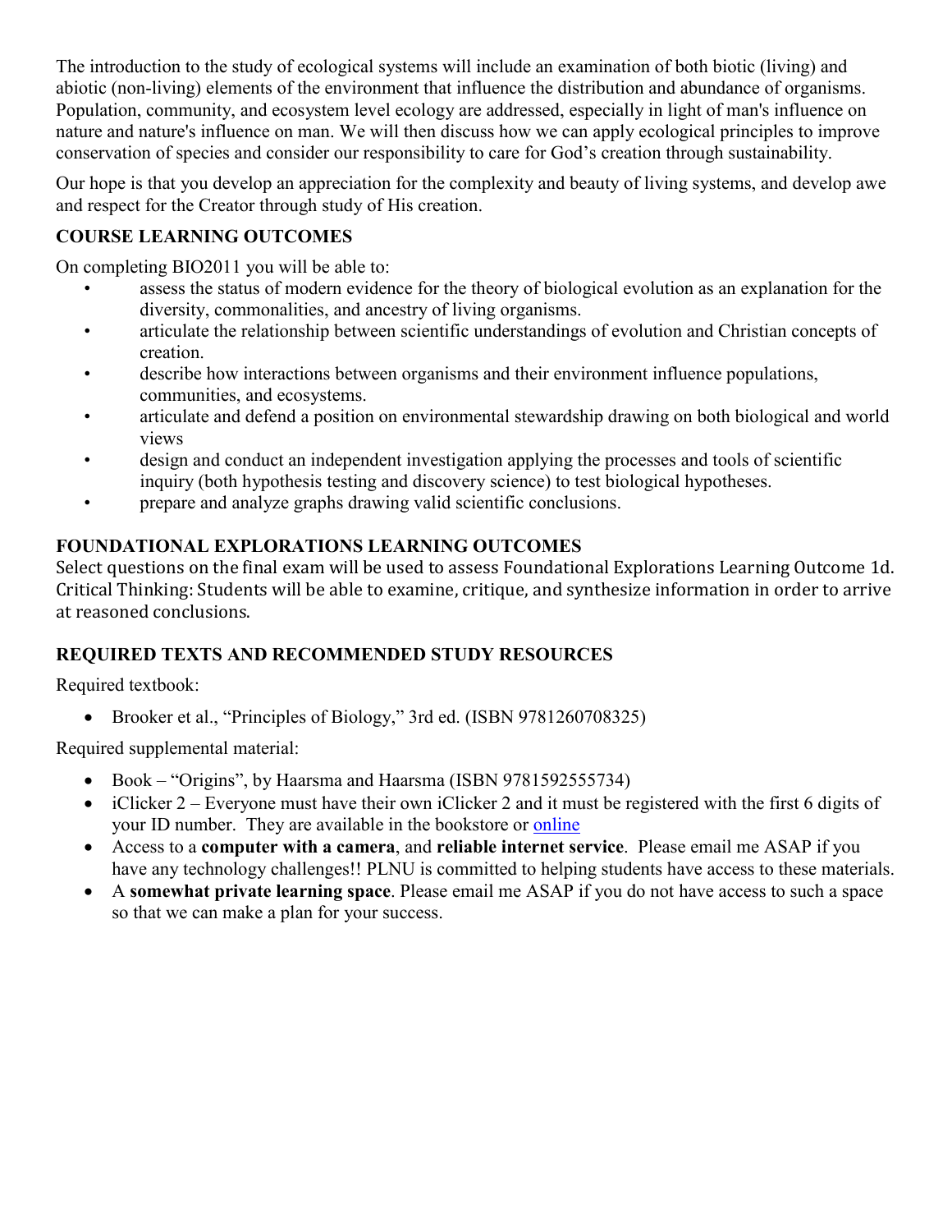The introduction to the study of ecological systems will include an examination of both biotic (living) and abiotic (non-living) elements of the environment that influence the distribution and abundance of organisms. Population, community, and ecosystem level ecology are addressed, especially in light of man's influence on nature and nature's influence on man. We will then discuss how we can apply ecological principles to improve conservation of species and consider our responsibility to care for God's creation through sustainability.

Our hope is that you develop an appreciation for the complexity and beauty of living systems, and develop awe and respect for the Creator through study of His creation.

### COURSE LEARNING OUTCOMES

On completing BIO2011 you will be able to:

- assess the status of modern evidence for the theory of biological evolution as an explanation for the diversity, commonalities, and ancestry of living organisms.
- articulate the relationship between scientific understandings of evolution and Christian concepts of creation.
- describe how interactions between organisms and their environment influence populations, communities, and ecosystems.
- articulate and defend a position on environmental stewardship drawing on both biological and world views
- design and conduct an independent investigation applying the processes and tools of scientific inquiry (both hypothesis testing and discovery science) to test biological hypotheses.
- prepare and analyze graphs drawing valid scientific conclusions.

### FOUNDATIONAL EXPLORATIONS LEARNING OUTCOMES

Select questions on the final exam will be used to assess Foundational Explorations Learning Outcome 1d. Critical Thinking: Students will be able to examine, critique, and synthesize information in order to arrive at reasoned conclusions.

### REQUIRED TEXTS AND RECOMMENDED STUDY RESOURCES

Required textbook:

- Brooker et al., "Principles of Biology," 3rd ed. (ISBN 9781260708325)

Required supplemental material:

- Book – "Origins", by Haarsma and Haarsma (ISBN 9781592555734)
- iClicker 2 – Everyone must have their own iClicker 2 and it must be registered with the first 6 digits of your ID number. They are available in the bookstore or online
- Access to a **computer with a camera**, and **reliable internet service**. Please email me ASAP if you have any technology challenges!! PLNU is committed to helping students have access to these materials.
- A **somewhat private learning space**. Please email me ASAP if you do not have access to such a space so that we can make a plan for your success.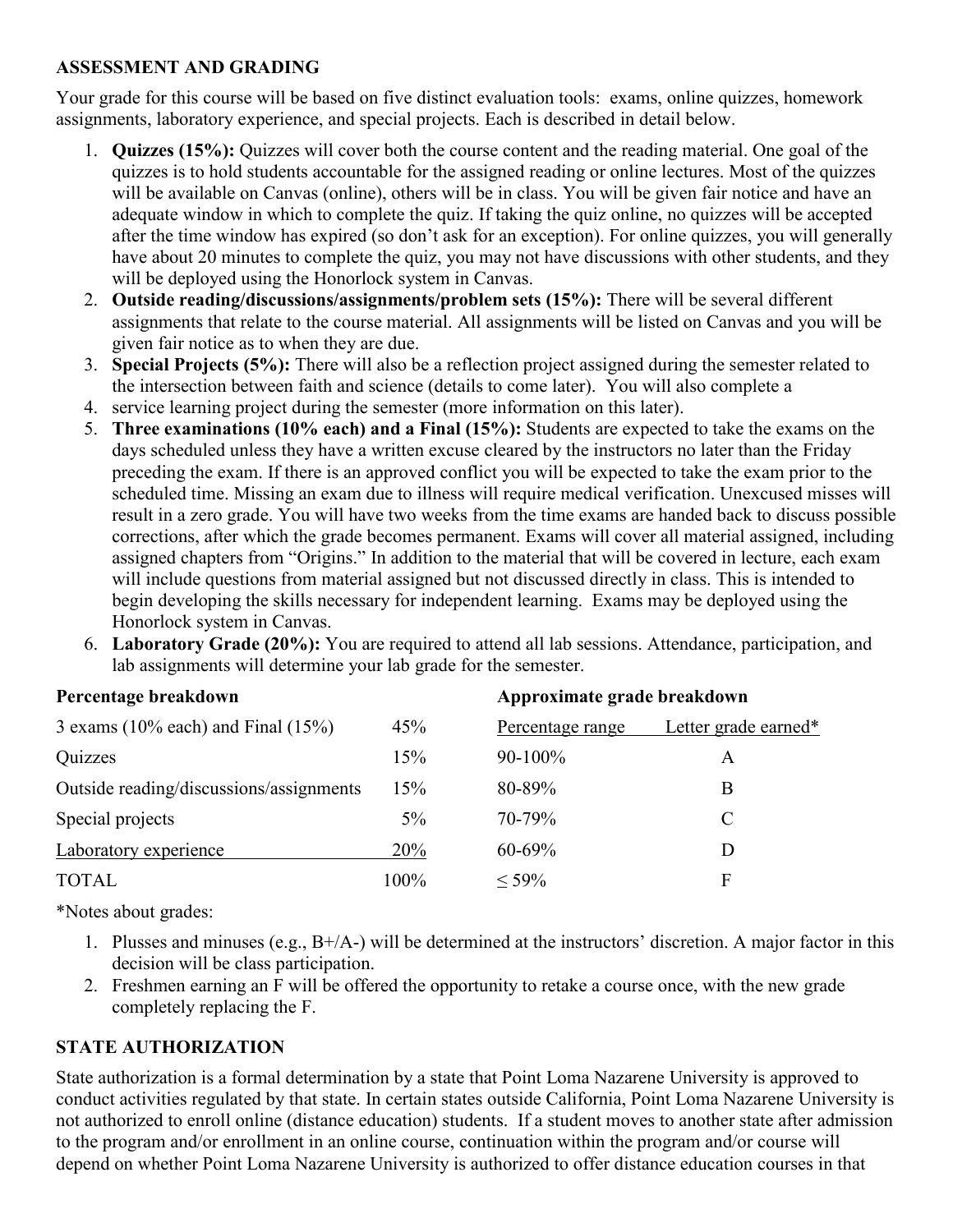**ASSESSMENT AND GRADING**

Your grade for this course will be based on five distinct evaluation tools: exams, online quizzes, homework assignments, laboratory experience, and special projects. Each is described in detail below.

1. **Quizzes (15%):** Quizzes will cover both the course content and the reading material. One goal of the quizzes is to hold students accountable for the assigned reading or online lectures. Most of the quizzes will be available on Canvas (online), others will be in class. You will be given fair notice and have an adequate window in which to complete the quiz. If taking the quiz online, no quizzes will be accepted after the time window has expired (so don't ask for an exception). For online quizzes, you will generally have about 20 minutes to complete the quiz, you may not have discussions with other students, and they will be deployed using the Honorlock system in Canvas.
2. **Outside reading/discussions/assignments/problem sets (15%):** There will be several different assignments that relate to the course material. All assignments will be listed on Canvas and you will be given fair notice as to when they are due.
3. **Special Projects (5%):** There will also be a reflection project assigned during the semester related to the intersection between faith and science (details to come later). You will also complete a
4. service learning project during the semester (more information on this later).
5. **Three examinations (10% each) and a Final (15%):** Students are expected to take the exams on the days scheduled unless they have a written excuse cleared by the instructors no later than the Friday preceding the exam. If there is an approved conflict you will be expected to take the exam prior to the scheduled time. Missing an exam due to illness will require medical verification. Unexcused misses will result in a zero grade. You will have two weeks from the time exams are handed back to discuss possible corrections, after which the grade becomes permanent. Exams will cover all material assigned, including assigned chapters from "Origins." In addition to the material that will be covered in lecture, each exam will include questions from material assigned but not discussed directly in class. This is intended to begin developing the skills necessary for independent learning. Exams may be deployed using the Honorlock system in Canvas.
6. **Laboratory Grade (20%):** You are required to attend all lab sessions. Attendance, participation, and lab assignments will determine your lab grade for the semester.

**Percentage breakdown**

| | |
|---|---|
| 3 exams (10% each) and Final (15%) | 45% |
| Quizzes | 15% |
| Outside reading/discussions/assignments | 15% |
| Special projects | 5% |
| Laboratory experience | 20% |
| TOTAL | 100% |

**Approximate grade breakdown**

| Percentage range | Letter grade earned* |
|---|---|
| 90-100% | A |
| 80-89% | B |
| 70-79% | C |
| 60-69% | D |
| ≤ 59% | F |

*Notes about grades:

1. Plusses and minuses (e.g., B+/A-) will be determined at the instructors' discretion. A major factor in this decision will be class participation.
2. Freshmen earning an F will be offered the opportunity to retake a course once, with the new grade completely replacing the F.

**STATE AUTHORIZATION**

State authorization is a formal determination by a state that Point Loma Nazarene University is approved to conduct activities regulated by that state. In certain states outside California, Point Loma Nazarene University is not authorized to enroll online (distance education) students. If a student moves to another state after admission to the program and/or enrollment in an online course, continuation within the program and/or course will depend on whether Point Loma Nazarene University is authorized to offer distance education courses in that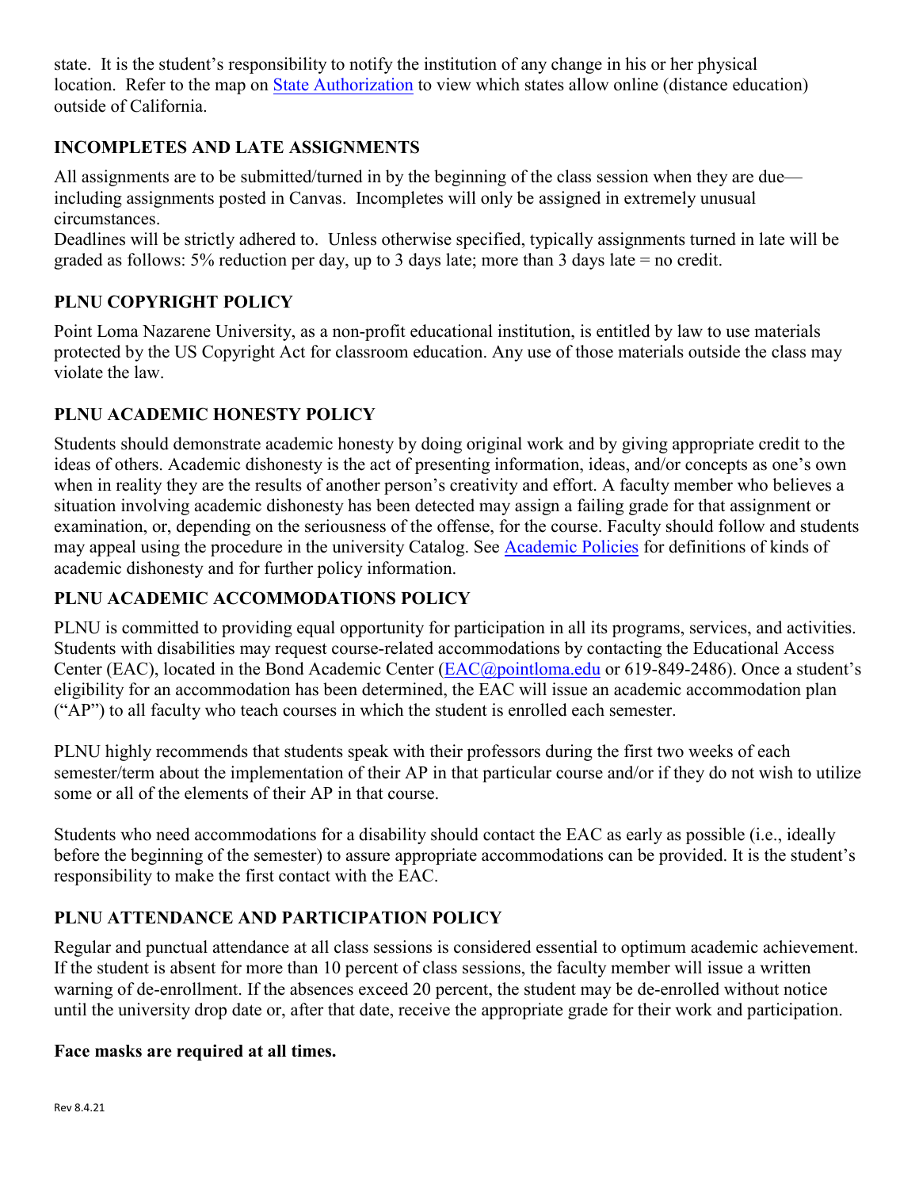state. It is the student's responsibility to notify the institution of any change in his or her physical location. Refer to the map on [State Authorization](#) to view which states allow online (distance education) outside of California.

### INCOMPLETES AND LATE ASSIGNMENTS

All assignments are to be submitted/turned in by the beginning of the class session when they are due—including assignments posted in Canvas. Incompletes will only be assigned in extremely unusual circumstances.
Deadlines will be strictly adhered to. Unless otherwise specified, typically assignments turned in late will be graded as follows: 5% reduction per day, up to 3 days late; more than 3 days late = no credit.

### PLNU COPYRIGHT POLICY

Point Loma Nazarene University, as a non-profit educational institution, is entitled by law to use materials protected by the US Copyright Act for classroom education. Any use of those materials outside the class may violate the law.

### PLNU ACADEMIC HONESTY POLICY

Students should demonstrate academic honesty by doing original work and by giving appropriate credit to the ideas of others. Academic dishonesty is the act of presenting information, ideas, and/or concepts as one's own when in reality they are the results of another person's creativity and effort. A faculty member who believes a situation involving academic dishonesty has been detected may assign a failing grade for that assignment or examination, or, depending on the seriousness of the offense, for the course. Faculty should follow and students may appeal using the procedure in the university Catalog. See [Academic Policies](#) for definitions of kinds of academic dishonesty and for further policy information.

### PLNU ACADEMIC ACCOMMODATIONS POLICY

PLNU is committed to providing equal opportunity for participation in all its programs, services, and activities. Students with disabilities may request course-related accommodations by contacting the Educational Access Center (EAC), located in the Bond Academic Center (EAC@pointloma.edu or 619-849-2486). Once a student's eligibility for an accommodation has been determined, the EAC will issue an academic accommodation plan ("AP") to all faculty who teach courses in which the student is enrolled each semester.

PLNU highly recommends that students speak with their professors during the first two weeks of each semester/term about the implementation of their AP in that particular course and/or if they do not wish to utilize some or all of the elements of their AP in that course.

Students who need accommodations for a disability should contact the EAC as early as possible (i.e., ideally before the beginning of the semester) to assure appropriate accommodations can be provided. It is the student's responsibility to make the first contact with the EAC.

### PLNU ATTENDANCE AND PARTICIPATION POLICY

Regular and punctual attendance at all class sessions is considered essential to optimum academic achievement. If the student is absent for more than 10 percent of class sessions, the faculty member will issue a written warning of de-enrollment. If the absences exceed 20 percent, the student may be de-enrolled without notice until the university drop date or, after that date, receive the appropriate grade for their work and participation.

**Face masks are required at all times.**

Rev 8.4.21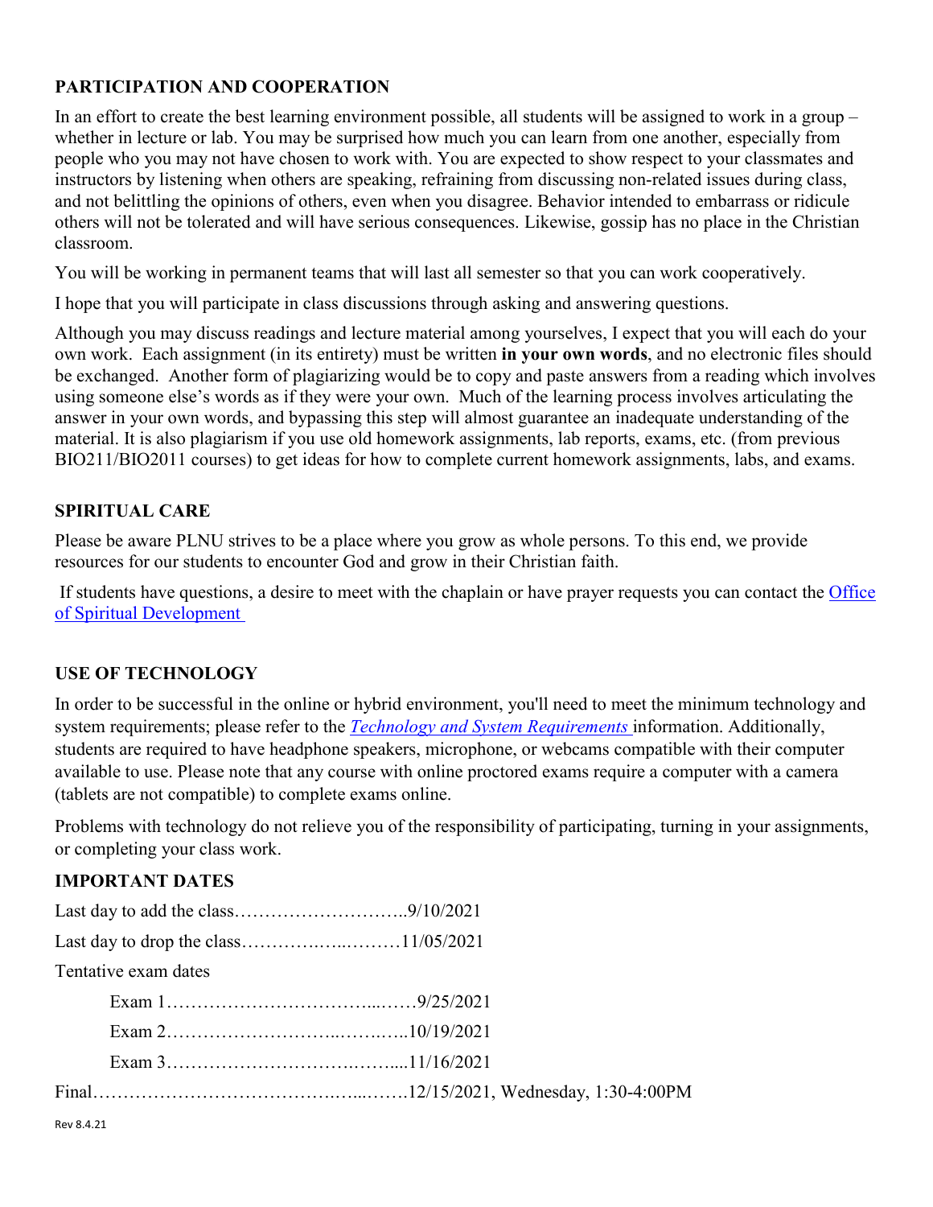## PARTICIPATION AND COOPERATION

In an effort to create the best learning environment possible, all students will be assigned to work in a group – whether in lecture or lab. You may be surprised how much you can learn from one another, especially from people who you may not have chosen to work with. You are expected to show respect to your classmates and instructors by listening when others are speaking, refraining from discussing non-related issues during class, and not belittling the opinions of others, even when you disagree. Behavior intended to embarrass or ridicule others will not be tolerated and will have serious consequences. Likewise, gossip has no place in the Christian classroom.

You will be working in permanent teams that will last all semester so that you can work cooperatively.

I hope that you will participate in class discussions through asking and answering questions.

Although you may discuss readings and lecture material among yourselves, I expect that you will each do your own work. Each assignment (in its entirety) must be written **in your own words**, and no electronic files should be exchanged. Another form of plagiarizing would be to copy and paste answers from a reading which involves using someone else's words as if they were your own. Much of the learning process involves articulating the answer in your own words, and bypassing this step will almost guarantee an inadequate understanding of the material. It is also plagiarism if you use old homework assignments, lab reports, exams, etc. (from previous BIO211/BIO2011 courses) to get ideas for how to complete current homework assignments, labs, and exams.

## SPIRITUAL CARE

Please be aware PLNU strives to be a place where you grow as whole persons. To this end, we provide resources for our students to encounter God and grow in their Christian faith.

If students have questions, a desire to meet with the chaplain or have prayer requests you can contact the Office of Spiritual Development

## USE OF TECHNOLOGY

In order to be successful in the online or hybrid environment, you'll need to meet the minimum technology and system requirements; please refer to the *Technology and System Requirements* information. Additionally, students are required to have headphone speakers, microphone, or webcams compatible with their computer available to use. Please note that any course with online proctored exams require a computer with a camera (tablets are not compatible) to complete exams online.

Problems with technology do not relieve you of the responsibility of participating, turning in your assignments, or completing your class work.

## IMPORTANT DATES

Last day to add the class………………………..9/10/2021

Last day to drop the class…………….…..………11/05/2021

Tentative exam dates

- Exam 1……………………………...……9/25/2021
- Exam 2……………………….…….…..10/19/2021
- Exam 3………………………….……....11/16/2021

Final………………………………….…...…….12/15/2021, Wednesday, 1:30-4:00PM

Rev 8.4.21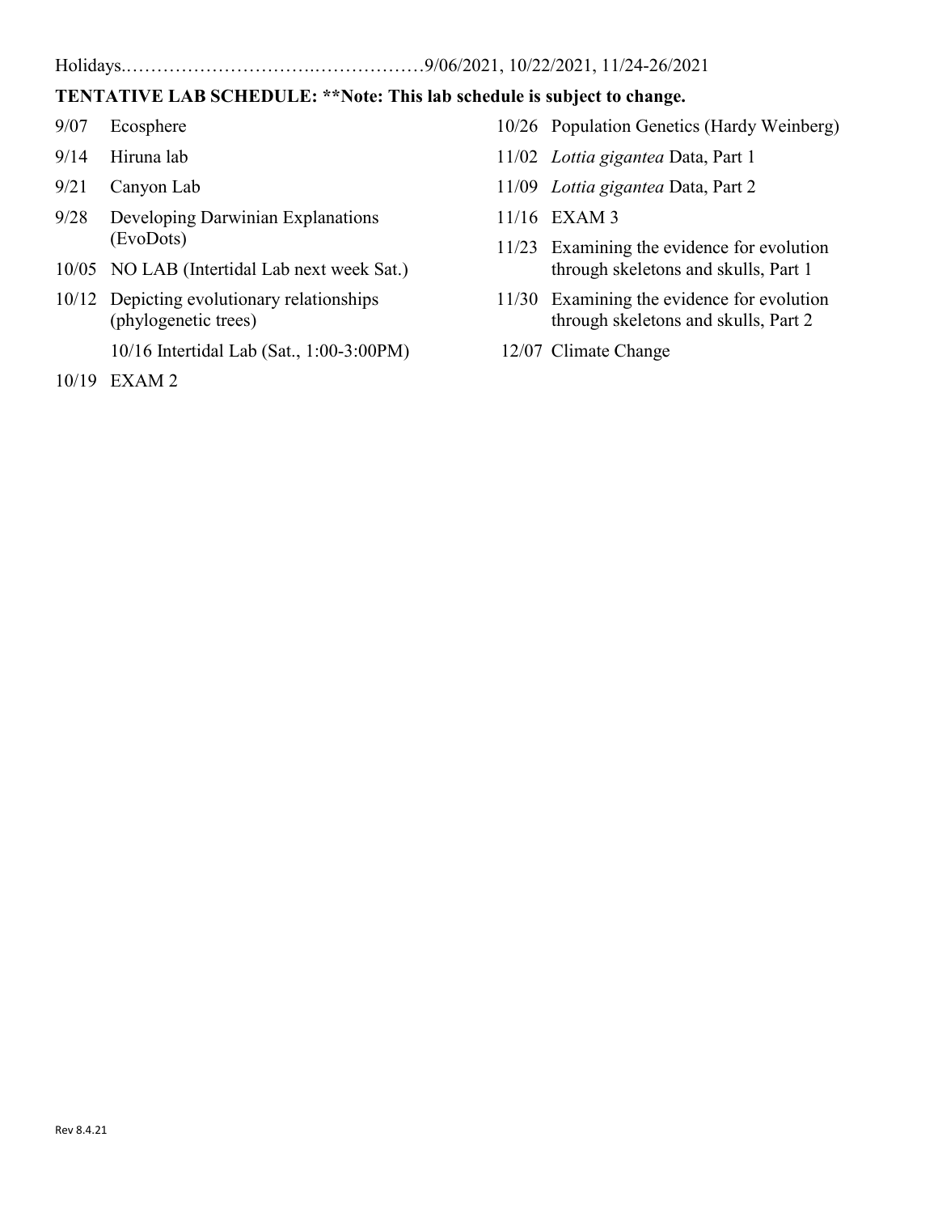Holidays.……………………….………………9/06/2021, 10/22/2021, 11/24-26/2021

**TENTATIVE LAB SCHEDULE: **Note: This lab schedule is subject to change.**

- 9/07 Ecosphere
- 9/14 Hiruna lab
- 9/21 Canyon Lab
- 9/28 Developing Darwinian Explanations (EvoDots)
- 10/05 NO LAB (Intertidal Lab next week Sat.)
- 10/12 Depicting evolutionary relationships (phylogenetic trees)
  - 10/16 Intertidal Lab (Sat., 1:00-3:00PM)
- 10/19 EXAM 2
- 10/26 Population Genetics (Hardy Weinberg)
- 11/02 *Lottia gigantea* Data, Part 1
- 11/09 *Lottia gigantea* Data, Part 2
- 11/16 EXAM 3
- 11/23 Examining the evidence for evolution through skeletons and skulls, Part 1
- 11/30 Examining the evidence for evolution through skeletons and skulls, Part 2
- 12/07 Climate Change

Rev 8.4.21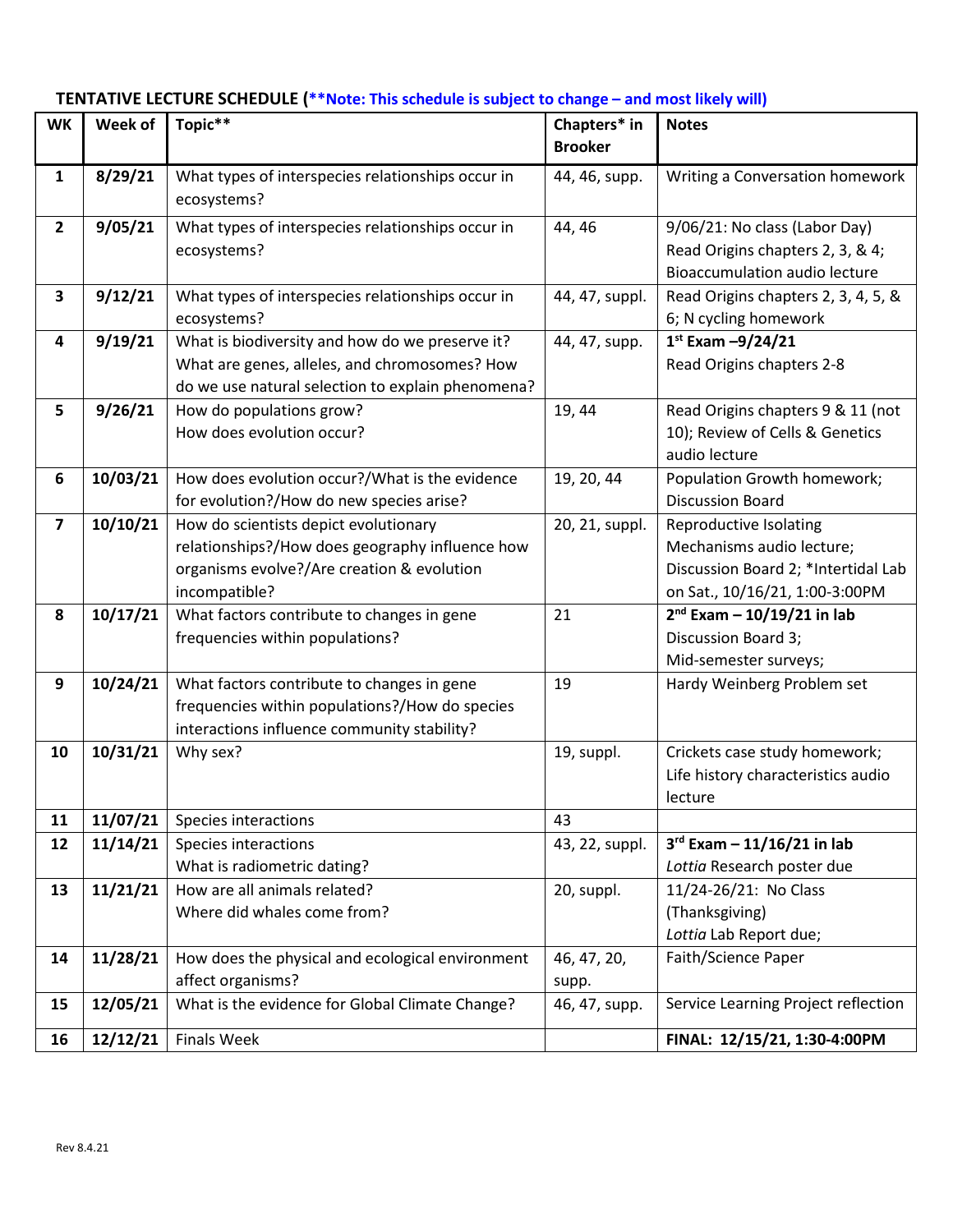**TENTATIVE LECTURE SCHEDULE (\*\*Note: This schedule is subject to change – and most likely will)**

| WK | Week of | Topic** | Chapters* in Brooker | Notes |
|---|---|---|---|---|
| 1 | 8/29/21 | What types of interspecies relationships occur in ecosystems? | 44, 46, supp. | Writing a Conversation homework |
| 2 | 9/05/21 | What types of interspecies relationships occur in ecosystems? | 44, 46 | 9/06/21: No class (Labor Day) Read Origins chapters 2, 3, & 4; Bioaccumulation audio lecture |
| 3 | 9/12/21 | What types of interspecies relationships occur in ecosystems? | 44, 47, suppl. | Read Origins chapters 2, 3, 4, 5, & 6; N cycling homework |
| 4 | 9/19/21 | What is biodiversity and how do we preserve it? What are genes, alleles, and chromosomes? How do we use natural selection to explain phenomena? | 44, 47, supp. | **1st Exam –9/24/21** Read Origins chapters 2-8 |
| 5 | 9/26/21 | How do populations grow? How does evolution occur? | 19, 44 | Read Origins chapters 9 & 11 (not 10); Review of Cells & Genetics audio lecture |
| 6 | 10/03/21 | How does evolution occur?/What is the evidence for evolution?/How do new species arise? | 19, 20, 44 | Population Growth homework; Discussion Board |
| 7 | 10/10/21 | How do scientists depict evolutionary relationships?/How does geography influence how organisms evolve?/Are creation & evolution incompatible? | 20, 21, suppl. | Reproductive Isolating Mechanisms audio lecture; Discussion Board 2; *Intertidal Lab on Sat., 10/16/21, 1:00-3:00PM |
| 8 | 10/17/21 | What factors contribute to changes in gene frequencies within populations? | 21 | **2nd Exam – 10/19/21 in lab** Discussion Board 3; Mid-semester surveys; |
| 9 | 10/24/21 | What factors contribute to changes in gene frequencies within populations?/How do species interactions influence community stability? | 19 | Hardy Weinberg Problem set |
| 10 | 10/31/21 | Why sex? | 19, suppl. | Crickets case study homework; Life history characteristics audio lecture |
| 11 | 11/07/21 | Species interactions | 43 | |
| 12 | 11/14/21 | Species interactions What is radiometric dating? | 43, 22, suppl. | **3rd Exam – 11/16/21 in lab** *Lottia* Research poster due |
| 13 | 11/21/21 | How are all animals related? Where did whales come from? | 20, suppl. | 11/24-26/21: No Class (Thanksgiving) *Lottia* Lab Report due; |
| 14 | 11/28/21 | How does the physical and ecological environment affect organisms? | 46, 47, 20, supp. | Faith/Science Paper |
| 15 | 12/05/21 | What is the evidence for Global Climate Change? | 46, 47, supp. | Service Learning Project reflection |
| 16 | 12/12/21 | Finals Week | | **FINAL: 12/15/21, 1:30-4:00PM** |

Rev 8.4.21